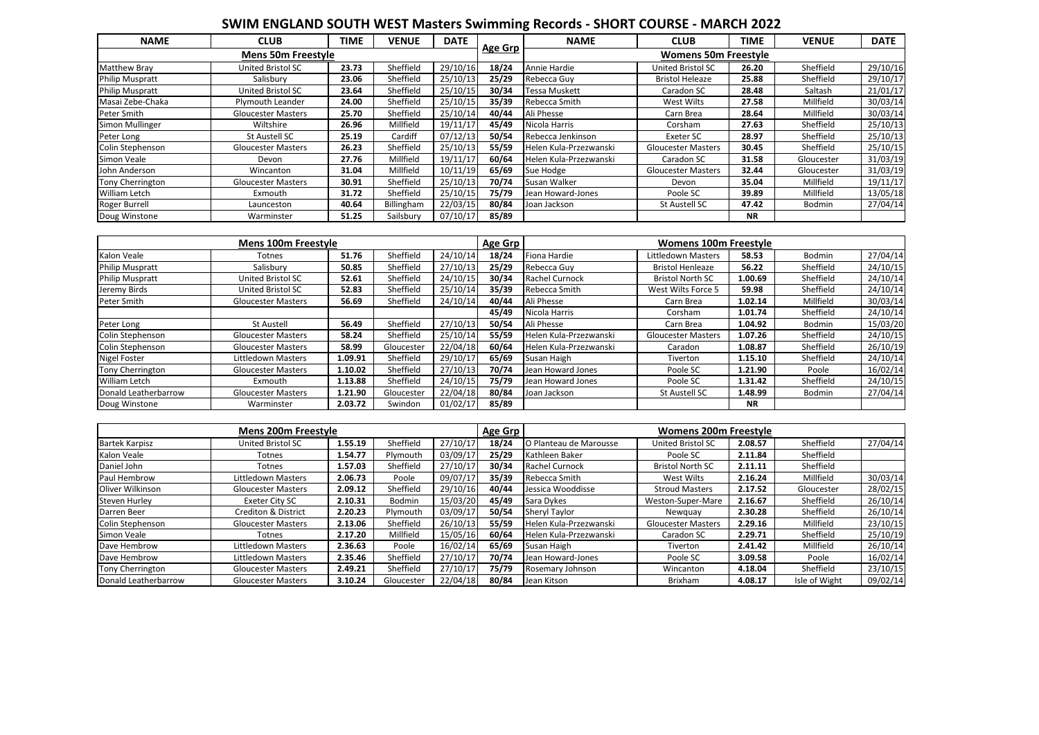# SWIM ENGLAND SOUTH WEST Masters Swimming Records - SHORT COURSE - MARCH 2022

| NAME | CLUB | TIME | VENUE | DATE | Age Grp | NAME | CLUB | TIME | VENUE | DATE |
|---|---|---|---|---|---|---|---|---|---|---|
| **Mens 50m Freestyle** | | | | | | **Womens 50m Freestyle** | | | | |
| Matthew Bray | United Bristol SC | **23.73** | Sheffield | 29/10/16 | **18/24** | Annie Hardie | United Bristol SC | **26.20** | Sheffield | 29/10/16 |
| Philip Muspratt | Salisbury | **23.06** | Sheffield | 25/10/13 | **25/29** | Rebecca Guy | Bristol Heleaze | **25.88** | Sheffield | 29/10/17 |
| Philip Muspratt | United Bristol SC | **23.64** | Sheffield | 25/10/15 | **30/34** | Tessa Muskett | Caradon SC | **28.48** | Saltash | 21/01/17 |
| Masai Zebe-Chaka | Plymouth Leander | **24.00** | Sheffield | 25/10/15 | **35/39** | Rebecca Smith | West Wilts | **27.58** | Millfield | 30/03/14 |
| Peter Smith | Gloucester Masters | **25.70** | Sheffield | 25/10/14 | **40/44** | Ali Phesse | Carn Brea | **28.64** | Millfield | 30/03/14 |
| Simon Mullinger | Wiltshire | **26.96** | Millfield | 19/11/17 | **45/49** | Nicola Harris | Corsham | **27.63** | Sheffield | 25/10/13 |
| Peter Long | St Austell SC | **25.19** | Cardiff | 07/12/13 | **50/54** | Rebecca Jenkinson | Exeter SC | **28.97** | Sheffield | 25/10/13 |
| Colin Stephenson | Gloucester Masters | **26.23** | Sheffield | 25/10/13 | **55/59** | Helen Kula-Przezwanski | Gloucester Masters | **30.45** | Sheffield | 25/10/15 |
| Simon Veale | Devon | **27.76** | Millfield | 19/11/17 | **60/64** | Helen Kula-Przezwanski | Caradon SC | **31.58** | Gloucester | 31/03/19 |
| John Anderson | Wincanton | **31.04** | Millfield | 10/11/19 | **65/69** | Sue Hodge | Gloucester Masters | **32.44** | Gloucester | 31/03/19 |
| Tony Cherrington | Gloucester Masters | **30.91** | Sheffield | 25/10/13 | **70/74** | Susan Walker | Devon | **35.04** | Millfield | 19/11/17 |
| William Letch | Exmouth | **31.72** | Sheffield | 25/10/15 | **75/79** | Jean Howard-Jones | Poole SC | **39.89** | Millfield | 13/05/18 |
| Roger Burrell | Launceston | **40.64** | Billingham | 22/03/15 | **80/84** | Joan Jackson | St Austell SC | **47.42** | Bodmin | 27/04/14 |
| Doug Winstone | Warminster | **51.25** | Sailsbury | 07/10/17 | **85/89** | | | **NR** | | |

| NAME | CLUB | TIME | VENUE | DATE | Age Grp | NAME | CLUB | TIME | VENUE | DATE |
|---|---|---|---|---|---|---|---|---|---|---|
| **Mens 100m Freestyle** | | | | | | **Womens 100m Freestyle** | | | | |
| Kalon Veale | Totnes | **51.76** | Sheffield | 24/10/14 | **18/24** | Fiona Hardie | Littledown Masters | **58.53** | Bodmin | 27/04/14 |
| Philip Muspratt | Salisbury | **50.85** | Sheffield | 27/10/13 | **25/29** | Rebecca Guy | Bristol Henleaze | **56.22** | Sheffield | 24/10/15 |
| Philip Muspratt | United Bristol SC | **52.61** | Sheffield | 24/10/15 | **30/34** | Rachel Curnock | Bristol North SC | **1.00.69** | Sheffield | 24/10/14 |
| Jeremy Birds | United Bristol SC | **52.83** | Sheffield | 25/10/14 | **35/39** | Rebecca Smith | West Wilts Force 5 | **59.98** | Sheffield | 24/10/14 |
| Peter Smith | Gloucester Masters | **56.69** | Sheffield | 24/10/14 | **40/44** | Ali Phesse | Carn Brea | **1.02.14** | Millfield | 30/03/14 |
| | | | | | **45/49** | Nicola Harris | Corsham | **1.01.74** | Sheffield | 24/10/14 |
| Peter Long | St Austell | **56.49** | Sheffield | 27/10/13 | **50/54** | Ali Phesse | Carn Brea | **1.04.92** | Bodmin | 15/03/20 |
| Colin Stephenson | Gloucester Masters | **58.24** | Sheffield | 25/10/14 | **55/59** | Helen Kula-Przezwanski | Gloucester Masters | **1.07.26** | Sheffield | 24/10/15 |
| Colin Stephenson | Gloucester Masters | **58.99** | Gloucester | 22/04/18 | **60/64** | Helen Kula-Przezwanski | Caradon | **1.08.87** | Sheffield | 26/10/19 |
| Nigel Foster | Littledown Masters | **1.09.91** | Sheffield | 29/10/17 | **65/69** | Susan Haigh | Tiverton | **1.15.10** | Sheffield | 24/10/14 |
| Tony Cherrington | Gloucester Masters | **1.10.02** | Sheffield | 27/10/13 | **70/74** | Jean Howard Jones | Poole SC | **1.21.90** | Poole | 16/02/14 |
| William Letch | Exmouth | **1.13.88** | Sheffield | 24/10/15 | **75/79** | Jean Howard Jones | Poole SC | **1.31.42** | Sheffield | 24/10/15 |
| Donald Leatherbarrow | Gloucester Masters | **1.21.90** | Gloucester | 22/04/18 | **80/84** | Joan Jackson | St Austell SC | **1.48.99** | Bodmin | 27/04/14 |
| Doug Winstone | Warminster | **2.03.72** | Swindon | 01/02/17 | **85/89** | | | **NR** | | |

| NAME | CLUB | TIME | VENUE | DATE | Age Grp | NAME | CLUB | TIME | VENUE | DATE |
|---|---|---|---|---|---|---|---|---|---|---|
| **Mens 200m Freestyle** | | | | | | **Womens 200m Freestyle** | | | | |
| Bartek Karpisz | United Bristol SC | **1.55.19** | Sheffield | 27/10/17 | **18/24** | O Planteau de Marousse | United Bristol SC | **2.08.57** | Sheffield | 27/04/14 |
| Kalon Veale | Totnes | **1.54.77** | Plymouth | 03/09/17 | **25/29** | Kathleen Baker | Poole SC | **2.11.84** | Sheffield | |
| Daniel John | Totnes | **1.57.03** | Sheffield | 27/10/17 | **30/34** | Rachel Curnock | Bristol North SC | **2.11.11** | Sheffield | |
| Paul Hembrow | Littledown Masters | **2.06.73** | Poole | 09/07/17 | **35/39** | Rebecca Smith | West Wilts | **2.16.24** | Millfield | 30/03/14 |
| Oliver Wilkinson | Gloucester Masters | **2.09.12** | Sheffield | 29/10/16 | **40/44** | Jessica Wooddisse | Stroud Masters | **2.17.52** | Gloucester | 28/02/15 |
| Steven Hurley | Exeter City SC | **2.10.31** | Bodmin | 15/03/20 | **45/49** | Sara Dykes | Weston-Super-Mare | **2.16.67** | Sheffield | 26/10/14 |
| Darren Beer | Crediton & District | **2.20.23** | Plymouth | 03/09/17 | **50/54** | Sheryl Taylor | Newquay | **2.30.28** | Sheffield | 26/10/14 |
| Colin Stephenson | Gloucester Masters | **2.13.06** | Sheffield | 26/10/13 | **55/59** | Helen Kula-Przezwanski | Gloucester Masters | **2.29.16** | Millfield | 23/10/15 |
| Simon Veale | Totnes | **2.17.20** | Millfield | 15/05/16 | **60/64** | Helen Kula-Przezwanski | Caradon SC | **2.29.71** | Sheffield | 25/10/19 |
| Dave Hembrow | Littledown Masters | **2.36.63** | Poole | 16/02/14 | **65/69** | Susan Haigh | Tiverton | **2.41.42** | Millfield | 26/10/14 |
| Dave Hembrow | Littledown Masters | **2.35.46** | Sheffield | 27/10/17 | **70/74** | Jean Howard-Jones | Poole SC | **3.09.58** | Poole | 16/02/14 |
| Tony Cherrington | Gloucester Masters | **2.49.21** | Sheffield | 27/10/17 | **75/79** | Rosemary Johnson | Wincanton | **4.18.04** | Sheffield | 23/10/15 |
| Donald Leatherbarrow | Gloucester Masters | **3.10.24** | Gloucester | 22/04/18 | **80/84** | Jean Kitson | Brixham | **4.08.17** | Isle of Wight | 09/02/14 |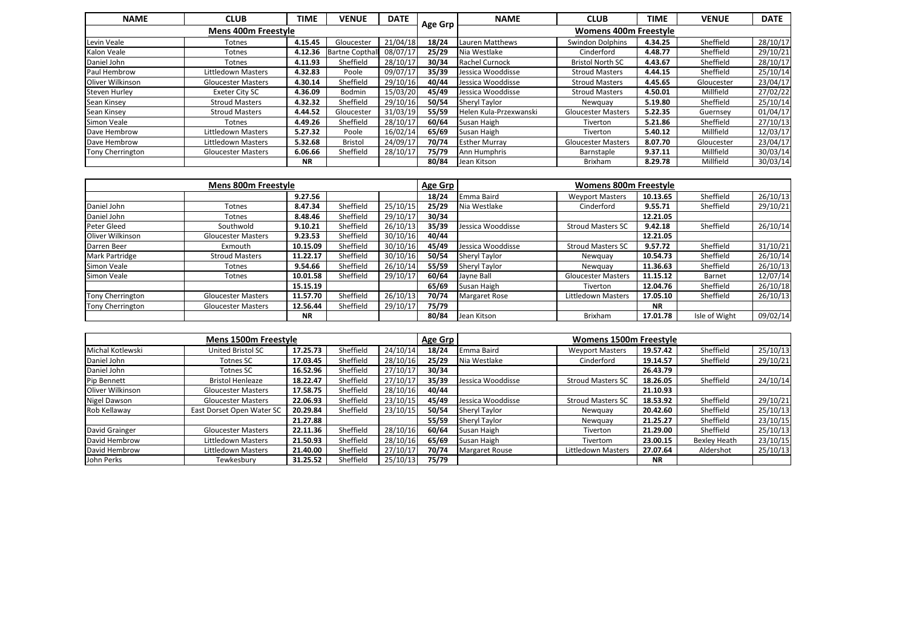| NAME | CLUB | TIME | VENUE | DATE | Age Grp | NAME | CLUB | TIME | VENUE | DATE |
|---|---|---|---|---|---|---|---|---|---|---|
| Mens 400m Freestyle | | | | | | Womens 400m Freestyle | | | | |
| Levin Veale | Totnes | 4.15.45 | Gloucester | 21/04/18 | 18/24 | Lauren Matthews | Swindon Dolphins | 4.34.25 | Sheffield | 28/10/17 |
| Kalon Veale | Totnes | 4.12.36 | Bartne Copthall | 08/07/17 | 25/29 | Nia Westlake | Cinderford | 4.48.77 | Sheffield | 29/10/21 |
| Daniel John | Totnes | 4.11.93 | Sheffield | 28/10/17 | 30/34 | Rachel Curnock | Bristol North SC | 4.43.67 | Sheffield | 28/10/17 |
| Paul Hembrow | Littledown Masters | 4.32.83 | Poole | 09/07/17 | 35/39 | Jessica Wooddisse | Stroud Masters | 4.44.15 | Sheffield | 25/10/14 |
| Oliver Wilkinson | Gloucester Masters | 4.30.14 | Sheffield | 29/10/16 | 40/44 | Jessica Wooddisse | Stroud Masters | 4.45.65 | Gloucester | 23/04/17 |
| Steven Hurley | Exeter City SC | 4.36.09 | Bodmin | 15/03/20 | 45/49 | Jessica Wooddisse | Stroud Masters | 4.50.01 | Millfield | 27/02/22 |
| Sean Kinsey | Stroud Masters | 4.32.32 | Sheffield | 29/10/16 | 50/54 | Sheryl Taylor | Newquay | 5.19.80 | Sheffield | 25/10/14 |
| Sean Kinsey | Stroud Masters | 4.44.52 | Gloucester | 31/03/19 | 55/59 | Helen Kula-Przexwanski | Gloucester Masters | 5.22.35 | Guernsey | 01/04/17 |
| Simon Veale | Totnes | 4.49.26 | Sheffield | 28/10/17 | 60/64 | Susan Haigh | Tiverton | 5.21.86 | Sheffield | 27/10/13 |
| Dave Hembrow | Littledown Masters | 5.27.32 | Poole | 16/02/14 | 65/69 | Susan Haigh | Tiverton | 5.40.12 | Millfield | 12/03/17 |
| Dave Hembrow | Littledown Masters | 5.32.68 | Bristol | 24/09/17 | 70/74 | Esther Murray | Gloucester Masters | 8.07.70 | Gloucester | 23/04/17 |
| Tony Cherrington | Gloucester Masters | 6.06.66 | Sheffield | 28/10/17 | 75/79 | Ann Humphris | Barnstaple | 9.37.11 | Millfield | 30/03/14 |
| | | NR | | | 80/84 | Jean Kitson | Brixham | 8.29.78 | Millfield | 30/03/14 |

| Mens 800m Freestyle | | | | | Age Grp | Womens 800m Freestyle | | | | |
|---|---|---|---|---|---|---|---|---|---|---|
| | | 9.27.56 | | | 18/24 | Emma Baird | Weyport Masters | 10.13.65 | Sheffield | 26/10/13 |
| Daniel John | Totnes | 8.47.34 | Sheffield | 25/10/15 | 25/29 | Nia Westlake | Cinderford | 9.55.71 | Sheffield | 29/10/21 |
| Daniel John | Totnes | 8.48.46 | Sheffield | 29/10/17 | 30/34 | | | 12.21.05 | | |
| Peter Gleed | Southwold | 9.10.21 | Sheffield | 26/10/13 | 35/39 | Jessica Wooddisse | Stroud Masters SC | 9.42.18 | Sheffield | 26/10/14 |
| Oliver Wilkinson | Gloucester Masters | 9.23.53 | Sheffield | 30/10/16 | 40/44 | | | 12.21.05 | | |
| Darren Beer | Exmouth | 10.15.09 | Sheffield | 30/10/16 | 45/49 | Jessica Wooddisse | Stroud Masters SC | 9.57.72 | Sheffield | 31/10/21 |
| Mark Partridge | Stroud Masters | 11.22.17 | Sheffield | 30/10/16 | 50/54 | Sheryl Taylor | Newquay | 10.54.73 | Sheffield | 26/10/14 |
| Simon Veale | Totnes | 9.54.66 | Sheffield | 26/10/14 | 55/59 | Sheryl Taylor | Newquay | 11.36.63 | Sheffield | 26/10/13 |
| Simon Veale | Totnes | 10.01.58 | Sheffield | 29/10/17 | 60/64 | Jayne Ball | Gloucester Masters | 11.15.12 | Barnet | 12/07/14 |
| | | 15.15.19 | | | 65/69 | Susan Haigh | Tiverton | 12.04.76 | Sheffield | 26/10/18 |
| Tony Cherrington | Gloucester Masters | 11.57.70 | Sheffield | 26/10/13 | 70/74 | Margaret Rose | Littledown Masters | 17.05.10 | Sheffield | 26/10/13 |
| Tony Cherrington | Gloucester Masters | 12.56.44 | Sheffield | 29/10/17 | 75/79 | | | NR | | |
| | | NR | | | 80/84 | Jean Kitson | Brixham | 17.01.78 | Isle of Wight | 09/02/14 |

| Mens 1500m Freestyle | | | | | Age Grp | Womens 1500m Freestyle | | | | |
|---|---|---|---|---|---|---|---|---|---|---|
| Michal Kotlewski | United Bristol SC | 17.25.73 | Sheffield | 24/10/14 | 18/24 | Emma Baird | Weypourt Masters | 19.57.42 | Sheffield | 25/10/13 |
| Daniel John | Totnes SC | 17.03.45 | Sheffield | 28/10/16 | 25/29 | Nia Westlake | Cinderford | 19.14.57 | Sheffield | 29/10/21 |
| Daniel John | Totnes SC | 16.52.96 | Sheffield | 27/10/17 | 30/34 | | | 26.43.79 | | |
| Pip Bennett | Bristol Henleaze | 18.22.47 | Sheffield | 27/10/17 | 35/39 | Jessica Wooddisse | Stroud Masters SC | 18.26.05 | Sheffield | 24/10/14 |
| Oliver Wilkinson | Gloucester Masters | 17.58.75 | Sheffield | 28/10/16 | 40/44 | | | 21.10.93 | | |
| Nigel Dawson | Gloucester Masters | 22.06.93 | Sheffield | 23/10/15 | 45/49 | Jessica Wooddisse | Stroud Masters SC | 18.53.92 | Sheffield | 29/10/21 |
| Rob Kellaway | East Dorset Open Water SC | 20.29.84 | Sheffield | 23/10/15 | 50/54 | Sheryl Taylor | Newquay | 20.42.60 | Sheffield | 25/10/13 |
| | | 21.27.88 | | | 55/59 | Sheryl Taylor | Newquay | 21.25.27 | Sheffield | 23/10/15 |
| David Grainger | Gloucester Masters | 22.11.36 | Sheffield | 28/10/16 | 60/64 | Susan Haigh | Tiverton | 21.29.00 | Sheffield | 25/10/13 |
| David Hembrow | Littledown Masters | 21.50.93 | Sheffield | 28/10/16 | 65/69 | Susan Haigh | Tivertom | 23.00.15 | Bexley Heath | 23/10/15 |
| David Hembrow | Littledown Masters | 21.40.00 | Sheffield | 27/10/17 | 70/74 | Margaret Rouse | Littledown Masters | 27.07.64 | Aldershot | 25/10/13 |
| John Perks | Tewkesbury | 31.25.52 | Sheffield | 25/10/13 | 75/79 | | | NR | | |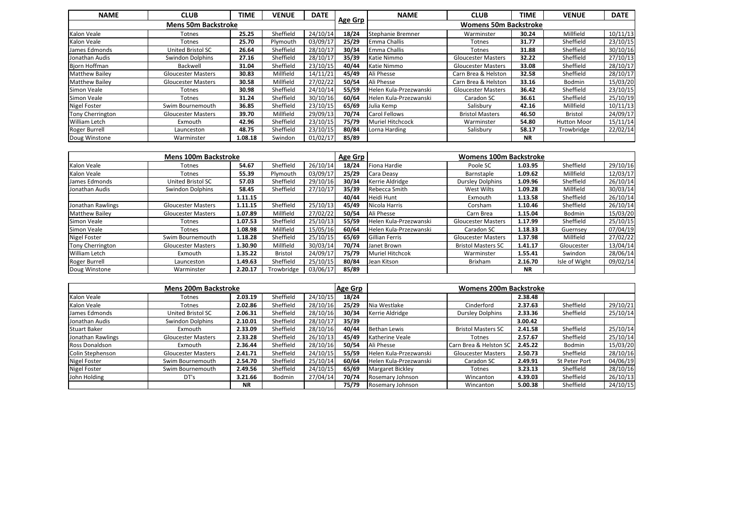| NAME | CLUB | TIME | VENUE | DATE | Age Grp | NAME | CLUB | TIME | VENUE | DATE |
|---|---|---|---|---|---|---|---|---|---|---|
| **Mens 50m Backstroke** | | | | | | **Womens 50m Backstroke** | | | | |
| Kalon Veale | Totnes | **25.25** | Sheffield | 24/10/14 | **18/24** | Stephanie Bremner | Warminster | **30.24** | Millfield | 10/11/13 |
| Kalon Veale | Totnes | **25.70** | Plymouth | 03/09/17 | **25/29** | Emma Challis | Totnes | **31.77** | Sheffield | 23/10/15 |
| James Edmonds | United Bristol SC | **26.64** | Sheffield | 28/10/17 | **30/34** | Emma Challis | Totnes | **31.88** | Sheffield | 30/10/16 |
| Jonathan Audis | Swindon Dolphins | **27.16** | Sheffield | 28/10/17 | **35/39** | Katie Nimmo | Gloucester Masters | **32.22** | Sheffield | 27/10/13 |
| Bjorn Hoffman | Backwell | **31.04** | Sheffield | 23/10/15 | **40/44** | Katie Nimmo | Gloucester Masters | **33.08** | Sheffield | 28/10/17 |
| Matthew Bailey | Gloucester Masters | **30.83** | Millfield | 14/11/21 | **45/49** | Ali Phesse | Carn Brea & Helston | **32.58** | Sheffield | 28/10/17 |
| Matthew Bailey | Gloucester Masters | **30.58** | Millfield | 27/02/22 | **50/54** | Ali Phesse | Carn Brea & Helston | **33.16** | Bodmin | 15/03/20 |
| Simon Veale | Totnes | **30.98** | Sheffield | 24/10/14 | **55/59** | Helen Kula-Przezwanski | Gloucester Masters | **36.42** | Sheffield | 23/10/15 |
| Simon Veale | Totnes | **31.24** | Sheffield | 30/10/16 | **60/64** | Helen Kula-Przezwanski | Caradon SC | **36.61** | Sheffield | 25/10/19 |
| Nigel Foster | Swim Bournemouth | **36.85** | Sheffield | 23/10/15 | **65/69** | Julia Kemp | Salisbury | **42.16** | Millfield | 10/11/13 |
| Tony Cherrington | Gloucester Masters | **39.70** | Millfield | 29/09/13 | **70/74** | Carol Fellows | Bristol Masters | **46.50** | Bristol | 24/09/17 |
| William Letch | Exmouth | **42.96** | Sheffield | 23/10/15 | **75/79** | Muriel Hitchcock | Warminster | **54.80** | Hutton Moor | 15/11/14 |
| Roger Burrell | Launceston | **48.75** | Sheffield | 23/10/15 | **80/84** | Lorna Harding | Salisbury | **58.17** | Trowbridge | 22/02/14 |
| Doug Winstone | Warminster | **1.08.18** | Swindon | 01/02/17 | **85/89** | | | **NR** | | |

| Mens 100m Backstroke | | | | | Age Grp | Womens 100m Backstroke | | | | |
|---|---|---|---|---|---|---|---|---|---|---|
| Kalon Veale | Totnes | **54.67** | Sheffield | 26/10/14 | **18/24** | Fiona Hardie | Poole SC | **1.03.95** | Sheffield | 29/10/16 |
| Kalon Veale | Totnes | **55.39** | Plymouth | 03/09/17 | **25/29** | Cara Deasy | Barnstaple | **1.09.62** | Millfield | 12/03/17 |
| James Edmonds | United Bristol SC | **57.03** | Sheffield | 29/10/16 | **30/34** | Kerrie Aldridge | Dursley Dolphins | **1.09.96** | Sheffield | 26/10/14 |
| Jonathan Audis | Swindon Dolphins | **58.45** | Sheffield | 27/10/17 | **35/39** | Rebecca Smith | West Wilts | **1.09.28** | Millfield | 30/03/14 |
| | | **1.11.15** | | | **40/44** | Heidi Hunt | Exmouth | **1.13.58** | Sheffield | 26/10/14 |
| Jonathan Rawlings | Gloucester Masters | **1.11.15** | Sheffield | 25/10/13 | **45/49** | Nicola Harris | Corsham | **1.10.46** | Sheffield | 26/10/14 |
| Matthew Bailey | Gloucester Masters | **1.07.89** | Millfield | 27/02/22 | **50/54** | Ali Phesse | Carn Brea | **1.15.04** | Bodmin | 15/03/20 |
| Simon Veale | Totnes | **1.07.53** | Sheffield | 25/10/13 | **55/59** | Helen Kula-Przezwanski | Gloucester Masters | **1.17.99** | Sheffield | 25/10/15 |
| Simon Veale | Totnes | **1.08.98** | Millfield | 15/05/16 | **60/64** | Helen Kula-Przezwanski | Caradon SC | **1.18.33** | Guernsey | 07/04/19 |
| Nigel Foster | Swim Bournemouth | **1.18.28** | Sheffield | 25/10/15 | **65/69** | Gillian Ferris | Gloucester Masters | **1.37.98** | Millfield | 27/02/22 |
| Tony Cherrington | Gloucester Masters | **1.30.90** | Millfield | 30/03/14 | **70/74** | Janet Brown | Bristol Masters SC | **1.41.17** | Gloucester | 13/04/14 |
| William Letch | Exmouth | **1.35.22** | Bristol | 24/09/17 | **75/79** | Muriel Hitchcok | Warminster | **1.55.41** | Swindon | 28/06/14 |
| Roger Burrell | Launceston | **1.49.63** | Sheffield | 25/10/15 | **80/84** | Jean Kitson | Brixham | **2.16.70** | Isle of Wight | 09/02/14 |
| Doug Winstone | Warminster | **2.20.17** | Trowbridge | 03/06/17 | **85/89** | | | **NR** | | |

| Mens 200m Backstroke | | | | | Age Grp | Womens 200m Backstroke | | | | |
|---|---|---|---|---|---|---|---|---|---|---|
| Kalon Veale | Totnes | **2.03.19** | Sheffield | 24/10/15 | **18/24** | | | **2.38.48** | | |
| Kalon Veale | Totnes | **2.02.86** | Sheffield | 28/10/16 | **25/29** | Nia Westlake | Cinderford | **2.37.63** | Sheffield | 29/10/21 |
| James Edmonds | United Bristol SC | **2.06.31** | Sheffield | 28/10/16 | **30/34** | Kerrie Aldridge | Dursley Dolphins | **2.33.36** | Sheffield | 25/10/14 |
| Jonathan Audis | Swindon Dolphins | **2.10.01** | Sheffield | 28/10/17 | **35/39** | | | **3.00.42** | | |
| Stuart Baker | Exmouth | **2.33.09** | Sheffield | 28/10/16 | **40/44** | Bethan Lewis | Bristol Masters SC | **2.41.58** | Sheffield | 25/10/14 |
| Jonathan Rawlings | Gloucester Masters | **2.33.28** | Sheffield | 26/10/13 | **45/49** | Katherine Veale | Totnes | **2.57.67** | Sheffield | 25/10/14 |
| Ross Donaldson | Exmouth | **2.36.44** | Sheffield | 28/10/16 | **50/54** | Ali Phesse | Carn Brea & Helston SC | **2.45.22** | Bodmin | 15/03/20 |
| Colin Stephenson | Gloucester Masters | **2.41.71** | Sheffield | 24/10/15 | **55/59** | Helen Kula-Przezwanski | Gloucester Masters | **2.50.73** | Sheffield | 28/10/16 |
| Nigel Foster | Swim Bournemouth | **2.54.70** | Sheffield | 25/10/14 | **60/64** | Helen Kula-Przezwanski | Caradon SC | **2.49.91** | St Peter Port | 04/06/19 |
| Nigel Foster | Swim Bournemouth | **2.49.56** | Sheffield | 24/10/15 | **65/69** | Margaret Bickley | Totnes | **3.23.13** | Sheffield | 28/10/16 |
| John Holding | DT's | **3.21.66** | Bodmin | 27/04/14 | **70/74** | Rosemary Johnson | Wincanton | **4.39.03** | Sheffield | 26/10/13 |
| | | **NR** | | | **75/79** | Rosemary Johnson | Wincanton | **5.00.38** | Sheffield | 24/10/15 |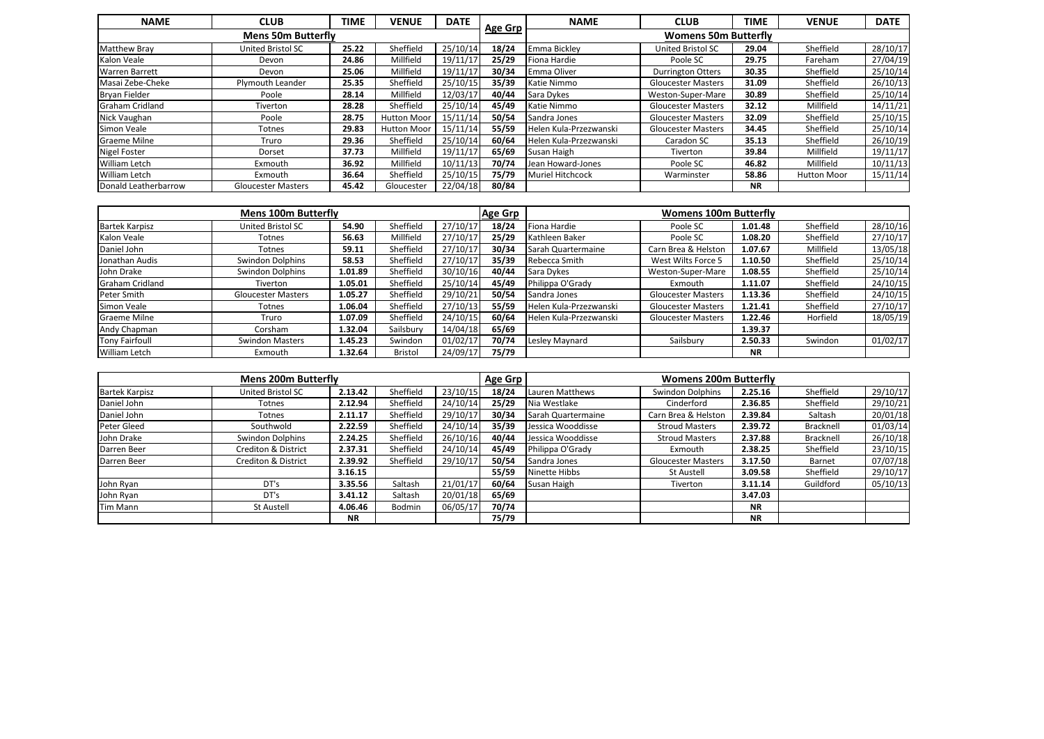| NAME | CLUB | TIME | VENUE | DATE | Age Grp | NAME | CLUB | TIME | VENUE | DATE |
|---|---|---|---|---|---|---|---|---|---|---|
| **Mens 50m Butterfly** | | | | | | **Womens 50m Butterfly** | | | | |
| Matthew Bray | United Bristol SC | 25.22 | Sheffield | 25/10/14 | 18/24 | Emma Bickley | United Bristol SC | 29.04 | Sheffield | 28/10/17 |
| Kalon Veale | Devon | 24.86 | Millfield | 19/11/17 | 25/29 | Fiona Hardie | Poole SC | 29.75 | Fareham | 27/04/19 |
| Warren Barrett | Devon | 25.06 | Millfield | 19/11/17 | 30/34 | Emma Oliver | Durrington Otters | 30.35 | Sheffield | 25/10/14 |
| Masai Zebe-Cheke | Plymouth Leander | 25.35 | Sheffield | 25/10/15 | 35/39 | Katie Nimmo | Gloucester Masters | 31.09 | Sheffield | 26/10/13 |
| Bryan Fielder | Poole | 28.14 | Millfield | 12/03/17 | 40/44 | Sara Dykes | Weston-Super-Mare | 30.89 | Sheffield | 25/10/14 |
| Graham Cridland | Tiverton | 28.28 | Sheffield | 25/10/14 | 45/49 | Katie Nimmo | Gloucester Masters | 32.12 | Millfield | 14/11/21 |
| Nick Vaughan | Poole | 28.75 | Hutton Moor | 15/11/14 | 50/54 | Sandra Jones | Gloucester Masters | 32.09 | Sheffield | 25/10/15 |
| Simon Veale | Totnes | 29.83 | Hutton Moor | 15/11/14 | 55/59 | Helen Kula-Przezwanski | Gloucester Masters | 34.45 | Sheffield | 25/10/14 |
| Graeme Milne | Truro | 29.36 | Sheffield | 25/10/14 | 60/64 | Helen Kula-Przezwanski | Caradon SC | 35.13 | Sheffield | 26/10/19 |
| Nigel Foster | Dorset | 37.73 | Millfield | 19/11/17 | 65/69 | Susan Haigh | Tiverton | 39.84 | Millfield | 19/11/17 |
| William Letch | Exmouth | 36.92 | Millfield | 10/11/13 | 70/74 | Jean Howard-Jones | Poole SC | 46.82 | Millfield | 10/11/13 |
| William Letch | Exmouth | 36.64 | Sheffield | 25/10/15 | 75/79 | Muriel Hitchcock | Warminster | 58.86 | Hutton Moor | 15/11/14 |
| Donald Leatherbarrow | Gloucester Masters | 45.42 | Gloucester | 22/04/18 | 80/84 | | | NR | | |

| Mens 100m Butterfly | | | | | Age Grp | Womens 100m Butterfly | | | | |
|---|---|---|---|---|---|---|---|---|---|---|
| Bartek Karpisz | United Bristol SC | 54.90 | Sheffield | 27/10/17 | 18/24 | Fiona Hardie | Poole SC | 1.01.48 | Sheffield | 28/10/16 |
| Kalon Veale | Totnes | 56.63 | Millfield | 27/10/17 | 25/29 | Kathleen Baker | Poole SC | 1.08.20 | Sheffield | 27/10/17 |
| Daniel John | Totnes | 59.11 | Sheffield | 27/10/17 | 30/34 | Sarah Quartermaine | Carn Brea & Helston | 1.07.67 | Millfield | 13/05/18 |
| Jonathan Audis | Swindon Dolphins | 58.53 | Sheffield | 27/10/17 | 35/39 | Rebecca Smith | West Wilts Force 5 | 1.10.50 | Sheffield | 25/10/14 |
| John Drake | Swindon Dolphins | 1.01.89 | Sheffield | 30/10/16 | 40/44 | Sara Dykes | Weston-Super-Mare | 1.08.55 | Sheffield | 25/10/14 |
| Graham Cridland | Tiverton | 1.05.01 | Sheffield | 25/10/14 | 45/49 | Philippa O'Grady | Exmouth | 1.11.07 | Sheffield | 24/10/15 |
| Peter Smith | Gloucester Masters | 1.05.27 | Sheffield | 29/10/21 | 50/54 | Sandra Jones | Gloucester Masters | 1.13.36 | Sheffield | 24/10/15 |
| Simon Veale | Totnes | 1.06.04 | Sheffield | 27/10/13 | 55/59 | Helen Kula-Przezwanski | Gloucester Masters | 1.21.41 | Sheffield | 27/10/17 |
| Graeme Milne | Truro | 1.07.09 | Sheffield | 24/10/15 | 60/64 | Helen Kula-Przezwanski | Gloucester Masters | 1.22.46 | Horfield | 18/05/19 |
| Andy Chapman | Corsham | 1.32.04 | Sailsbury | 14/04/18 | 65/69 | | | 1.39.37 | | |
| Tony Fairfoull | Swindon Masters | 1.45.23 | Swindon | 01/02/17 | 70/74 | Lesley Maynard | Sailsbury | 2.50.33 | Swindon | 01/02/17 |
| William Letch | Exmouth | 1.32.64 | Bristol | 24/09/17 | 75/79 | | | NR | | |

| Mens 200m Butterfly | | | | | Age Grp | Womens 200m Butterfly | | | | |
|---|---|---|---|---|---|---|---|---|---|---|
| Bartek Karpisz | United Bristol SC | 2.13.42 | Sheffield | 23/10/15 | 18/24 | Lauren Matthews | Swindon Dolphins | 2.25.16 | Sheffield | 29/10/17 |
| Daniel John | Totnes | 2.12.94 | Sheffield | 24/10/14 | 25/29 | Nia Westlake | Cinderford | 2.36.85 | Sheffield | 29/10/21 |
| Daniel John | Totnes | 2.11.17 | Sheffield | 29/10/17 | 30/34 | Sarah Quartermaine | Carn Brea & Helston | 2.39.84 | Saltash | 20/01/18 |
| Peter Gleed | Southwold | 2.22.59 | Sheffield | 24/10/14 | 35/39 | Jessica Wooddisse | Stroud Masters | 2.39.72 | Bracknell | 01/03/14 |
| John Drake | Swindon Dolphins | 2.24.25 | Sheffield | 26/10/16 | 40/44 | Jessica Wooddisse | Stroud Masters | 2.37.88 | Bracknell | 26/10/18 |
| Darren Beer | Crediton & District | 2.37.31 | Sheffield | 24/10/14 | 45/49 | Philippa O'Grady | Exmouth | 2.38.25 | Sheffield | 23/10/15 |
| Darren Beer | Crediton & District | 2.39.92 | Sheffield | 29/10/17 | 50/54 | Sandra Jones | Gloucester Masters | 3.17.50 | Barnet | 07/07/18 |
| | | 3.16.15 | | | 55/59 | Ninette Hibbs | St Austell | 3.09.58 | Sheffield | 29/10/17 |
| John Ryan | DT's | 3.35.56 | Saltash | 21/01/17 | 60/64 | Susan Haigh | Tiverton | 3.11.14 | Guildford | 05/10/13 |
| John Ryan | DT's | 3.41.12 | Saltash | 20/01/18 | 65/69 | | | 3.47.03 | | |
| Tim Mann | St Austell | 4.06.46 | Bodmin | 06/05/17 | 70/74 | | | NR | | |
| | | NR | | | 75/79 | | | NR | | |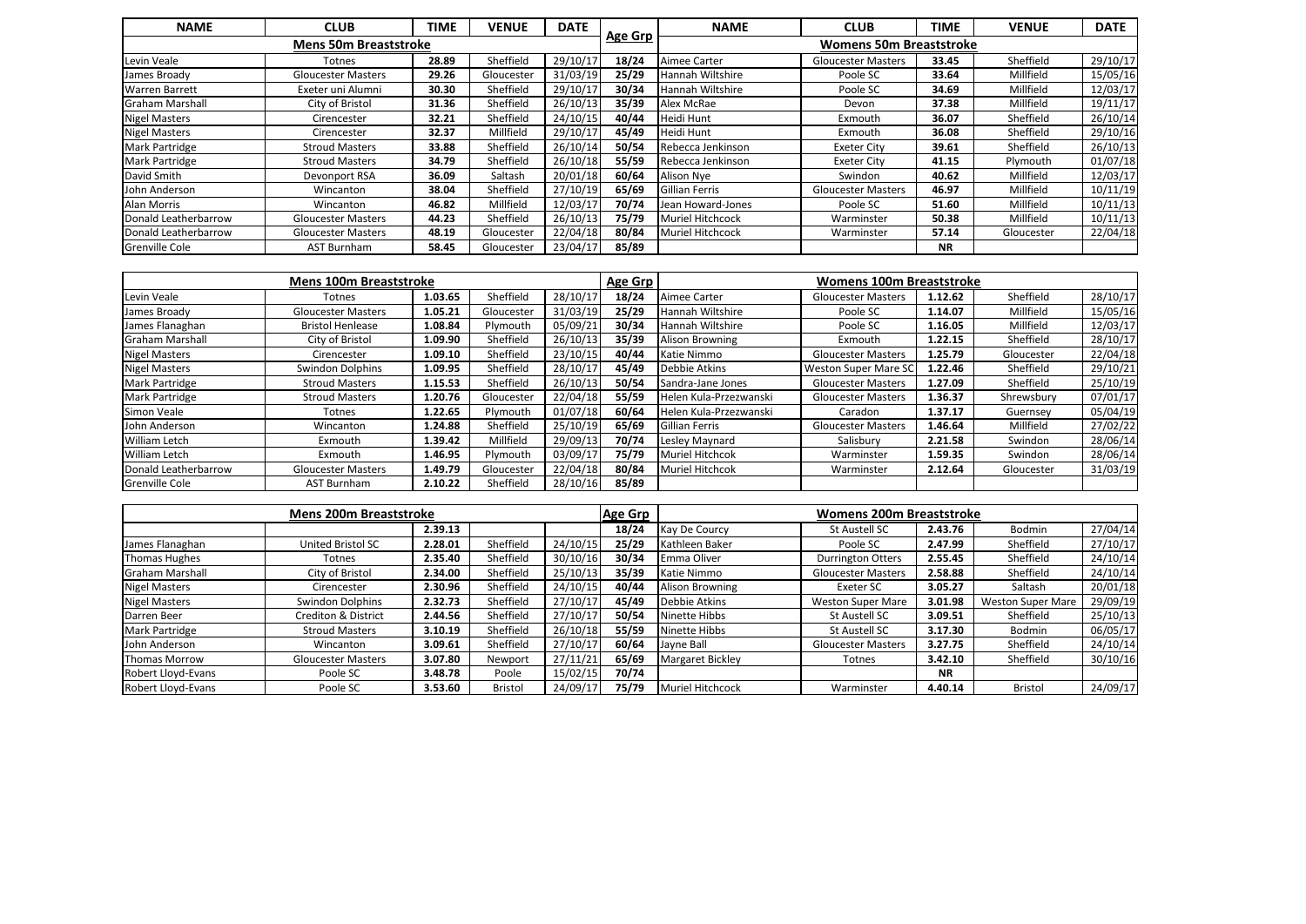| NAME | CLUB | TIME | VENUE | DATE | Age Grp | NAME | CLUB | TIME | VENUE | DATE |
|---|---|---|---|---|---|---|---|---|---|---|
| **Mens 50m Breaststroke** | | | | | | **Womens 50m Breaststroke** | | | | |
| Levin Veale | Totnes | **28.89** | Sheffield | 29/10/17 | **18/24** | Aimee Carter | Gloucester Masters | **33.45** | Sheffield | 29/10/17 |
| James Broady | Gloucester Masters | **29.26** | Gloucester | 31/03/19 | **25/29** | Hannah Wiltshire | Poole SC | **33.64** | Millfield | 15/05/16 |
| Warren Barrett | Exeter uni Alumni | **30.30** | Sheffield | 29/10/17 | **30/34** | Hannah Wiltshire | Poole SC | **34.69** | Millfield | 12/03/17 |
| Graham Marshall | City of Bristol | **31.36** | Sheffield | 26/10/13 | **35/39** | Alex McRae | Devon | **37.38** | Millfield | 19/11/17 |
| Nigel Masters | Cirencester | **32.21** | Sheffield | 24/10/15 | **40/44** | Heidi Hunt | Exmouth | **36.07** | Sheffield | 26/10/14 |
| Nigel Masters | Cirencester | **32.37** | Millfield | 29/10/17 | **45/49** | Heidi Hunt | Exmouth | **36.08** | Sheffield | 29/10/16 |
| Mark Partridge | Stroud Masters | **33.88** | Sheffield | 26/10/14 | **50/54** | Rebecca Jenkinson | Exeter City | **39.61** | Sheffield | 26/10/13 |
| Mark Partridge | Stroud Masters | **34.79** | Sheffield | 26/10/18 | **55/59** | Rebecca Jenkinson | Exeter City | **41.15** | Plymouth | 01/07/18 |
| David Smith | Devonport RSA | **36.09** | Saltash | 20/01/18 | **60/64** | Alison Nye | Swindon | **40.62** | Millfield | 12/03/17 |
| John Anderson | Wincanton | **38.04** | Sheffield | 27/10/19 | **65/69** | Gillian Ferris | Gloucester Masters | **46.97** | Millfield | 10/11/19 |
| Alan Morris | Wincanton | **46.82** | Millfield | 12/03/17 | **70/74** | Jean Howard-Jones | Poole SC | **51.60** | Millfield | 10/11/13 |
| Donald Leatherbarrow | Gloucester Masters | **44.23** | Sheffield | 26/10/13 | **75/79** | Muriel Hitchcock | Warminster | **50.38** | Millfield | 10/11/13 |
| Donald Leatherbarrow | Gloucester Masters | **48.19** | Gloucester | 22/04/18 | **80/84** | Muriel Hitchcock | Warminster | **57.14** | Gloucester | 22/04/18 |
| Grenville Cole | AST Burnham | **58.45** | Gloucester | 23/04/17 | **85/89** | | | **NR** | | |

| **Mens 100m Breaststroke** | | | | | Age Grp | **Womens 100m Breaststroke** | | | | |
|---|---|---|---|---|---|---|---|---|---|---|
| Levin Veale | Totnes | **1.03.65** | Sheffield | 28/10/17 | **18/24** | Aimee Carter | Gloucester Masters | **1.12.62** | Sheffield | 28/10/17 |
| James Broady | Gloucester Masters | **1.05.21** | Gloucester | 31/03/19 | **25/29** | Hannah Wiltshire | Poole SC | **1.14.07** | Millfield | 15/05/16 |
| James Flanaghan | Bristol Henlease | **1.08.84** | Plymouth | 05/09/21 | **30/34** | Hannah Wiltshire | Poole SC | **1.16.05** | Millfield | 12/03/17 |
| Graham Marshall | City of Bristol | **1.09.90** | Sheffield | 26/10/13 | **35/39** | Alison Browning | Exmouth | **1.22.15** | Sheffield | 28/10/17 |
| Nigel Masters | Cirencester | **1.09.10** | Sheffield | 23/10/15 | **40/44** | Katie Nimmo | Gloucester Masters | **1.25.79** | Gloucester | 22/04/18 |
| Nigel Masters | Swindon Dolphins | **1.09.95** | Sheffield | 28/10/17 | **45/49** | Debbie Atkins | Weston Super Mare SC | **1.22.46** | Sheffield | 29/10/21 |
| Mark Partridge | Stroud Masters | **1.15.53** | Sheffield | 26/10/13 | **50/54** | Sandra-Jane Jones | Gloucester Masters | **1.27.09** | Sheffield | 25/10/19 |
| Mark Partridge | Stroud Masters | **1.20.76** | Gloucester | 22/04/18 | **55/59** | Helen Kula-Przezwanski | Gloucester Masters | **1.36.37** | Shrewsbury | 07/01/17 |
| Simon Veale | Totnes | **1.22.65** | Plymouth | 01/07/18 | **60/64** | Helen Kula-Przezwanski | Caradon | **1.37.17** | Guernsey | 05/04/19 |
| John Anderson | Wincanton | **1.24.88** | Sheffield | 25/10/19 | **65/69** | Gillian Ferris | Gloucester Masters | **1.46.64** | Millfield | 27/02/22 |
| William Letch | Exmouth | **1.39.42** | Millfield | 29/09/13 | **70/74** | Lesley Maynard | Salisbury | **2.21.58** | Swindon | 28/06/14 |
| William Letch | Exmouth | **1.46.95** | Plymouth | 03/09/17 | **75/79** | Muriel Hitchcok | Warminster | **1.59.35** | Swindon | 28/06/14 |
| Donald Leatherbarrow | Gloucester Masters | **1.49.79** | Gloucester | 22/04/18 | **80/84** | Muriel Hitchcok | Warminster | **2.12.64** | Gloucester | 31/03/19 |
| Grenville Cole | AST Burnham | **2.10.22** | Sheffield | 28/10/16 | **85/89** | | | | | |

| **Mens 200m Breaststroke** | | | | | Age Grp | **Womens 200m Breaststroke** | | | | |
|---|---|---|---|---|---|---|---|---|---|---|
| | | **2.39.13** | | | **18/24** | Kay De Courcy | St Austell SC | **2.43.76** | Bodmin | 27/04/14 |
| James Flanaghan | United Bristol SC | **2.28.01** | Sheffield | 24/10/15 | **25/29** | Kathleen Baker | Poole SC | **2.47.99** | Sheffield | 27/10/17 |
| Thomas Hughes | Totnes | **2.35.40** | Sheffield | 30/10/16 | **30/34** | Emma Oliver | Durrington Otters | **2.55.45** | Sheffield | 24/10/14 |
| Graham Marshall | City of Bristol | **2.34.00** | Sheffield | 25/10/13 | **35/39** | Katie Nimmo | Gloucester Masters | **2.58.88** | Sheffield | 24/10/14 |
| Nigel Masters | Cirencester | **2.30.96** | Sheffield | 24/10/15 | **40/44** | Alison Browning | Exeter SC | **3.05.27** | Saltash | 20/01/18 |
| Nigel Masters | Swindon Dolphins | **2.32.73** | Sheffield | 27/10/17 | **45/49** | Debbie Atkins | Weston Super Mare | **3.01.98** | Weston Super Mare | 29/09/19 |
| Darren Beer | Crediton & District | **2.44.56** | Sheffield | 27/10/17 | **50/54** | Ninette Hibbs | St Austell SC | **3.09.51** | Sheffield | 25/10/13 |
| Mark Partridge | Stroud Masters | **3.10.19** | Sheffield | 26/10/18 | **55/59** | Ninette Hibbs | St Austell SC | **3.17.30** | Bodmin | 06/05/17 |
| John Anderson | Wincanton | **3.09.61** | Sheffield | 27/10/17 | **60/64** | Jayne Ball | Gloucester Masters | **3.27.75** | Sheffield | 24/10/14 |
| Thomas Morrow | Gloucester Masters | **3.07.80** | Newport | 27/11/21 | **65/69** | Margaret Bickley | Totnes | **3.42.10** | Sheffield | 30/10/16 |
| Robert Lloyd-Evans | Poole SC | **3.48.78** | Poole | 15/02/15 | **70/74** | | | **NR** | | |
| Robert Lloyd-Evans | Poole SC | **3.53.60** | Bristol | 24/09/17 | **75/79** | Muriel Hitchcock | Warminster | **4.40.14** | Bristol | 24/09/17 |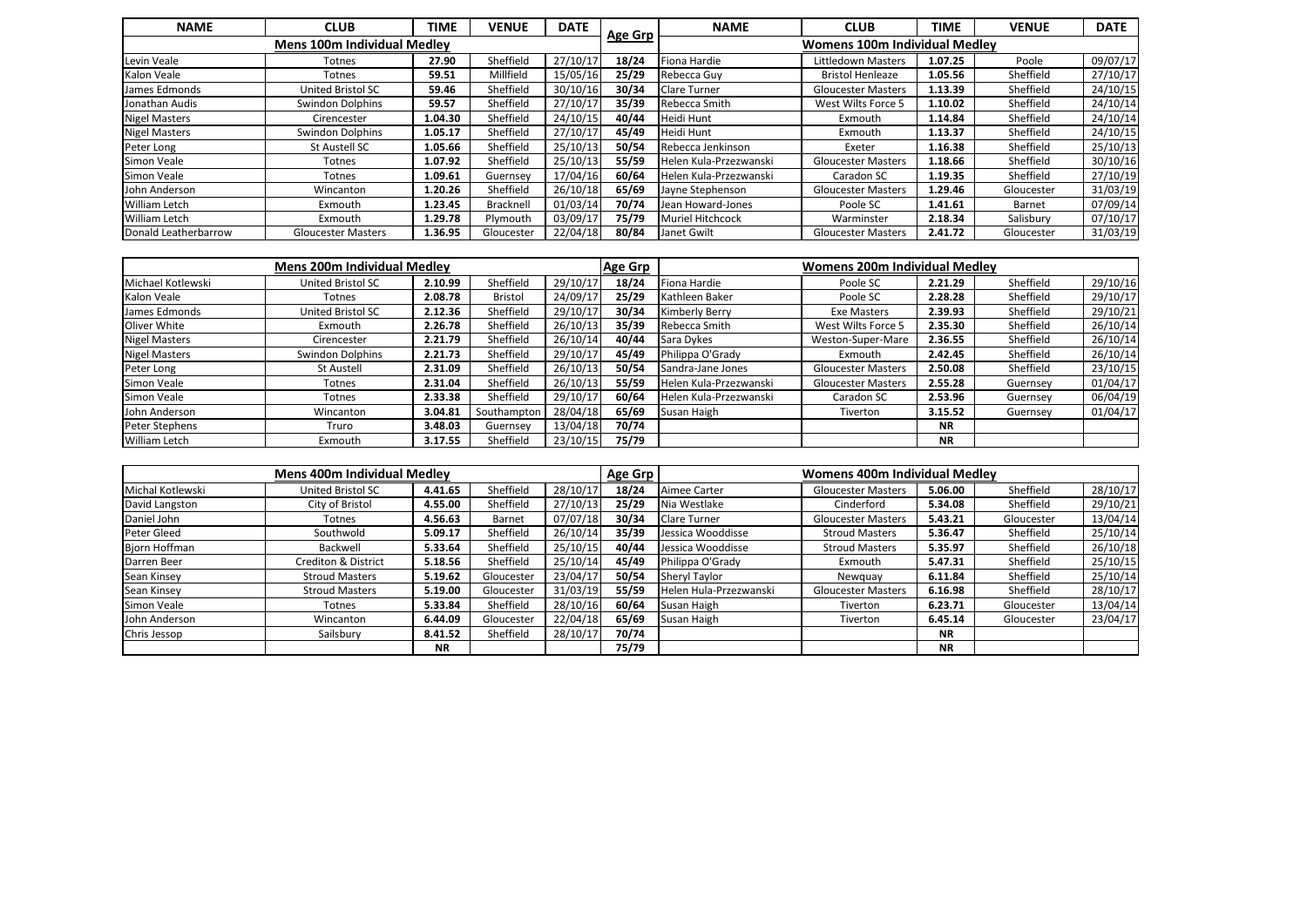| NAME | CLUB | TIME | VENUE | DATE | Age Grp | NAME | CLUB | TIME | VENUE | DATE |
|---|---|---|---|---|---|---|---|---|---|---|
| **Mens 100m Individual Medley** | | | | | | **Womens 100m Individual Medley** | | | | |
| Levin Veale | Totnes | **27.90** | Sheffield | 27/10/17 | **18/24** | Fiona Hardie | Littledown Masters | **1.07.25** | Poole | 09/07/17 |
| Kalon Veale | Totnes | **59.51** | Millfield | 15/05/16 | **25/29** | Rebecca Guy | Bristol Henleaze | **1.05.56** | Sheffield | 27/10/17 |
| James Edmonds | United Bristol SC | **59.46** | Sheffield | 30/10/16 | **30/34** | Clare Turner | Gloucester Masters | **1.13.39** | Sheffield | 24/10/15 |
| Jonathan Audis | Swindon Dolphins | **59.57** | Sheffield | 27/10/17 | **35/39** | Rebecca Smith | West Wilts Force 5 | **1.10.02** | Sheffield | 24/10/14 |
| Nigel Masters | Cirencester | **1.04.30** | Sheffield | 24/10/15 | **40/44** | Heidi Hunt | Exmouth | **1.14.84** | Sheffield | 24/10/14 |
| Nigel Masters | Swindon Dolphins | **1.05.17** | Sheffield | 27/10/17 | **45/49** | Heidi Hunt | Exmouth | **1.13.37** | Sheffield | 24/10/15 |
| Peter Long | St Austell SC | **1.05.66** | Sheffield | 25/10/13 | **50/54** | Rebecca Jenkinson | Exeter | **1.16.38** | Sheffield | 25/10/13 |
| Simon Veale | Totnes | **1.07.92** | Sheffield | 25/10/13 | **55/59** | Helen Kula-Przezwanski | Gloucester Masters | **1.18.66** | Sheffield | 30/10/16 |
| Simon Veale | Totnes | **1.09.61** | Guernsey | 17/04/16 | **60/64** | Helen Kula-Przezwanski | Caradon SC | **1.19.35** | Sheffield | 27/10/19 |
| John Anderson | Wincanton | **1.20.26** | Sheffield | 26/10/18 | **65/69** | Jayne Stephenson | Gloucester Masters | **1.29.46** | Gloucester | 31/03/19 |
| William Letch | Exmouth | **1.23.45** | Bracknell | 01/03/14 | **70/74** | Jean Howard-Jones | Poole SC | **1.41.61** | Barnet | 07/09/14 |
| William Letch | Exmouth | **1.29.78** | Plymouth | 03/09/17 | **75/79** | Muriel Hitchcock | Warminster | **2.18.34** | Salisbury | 07/10/17 |
| Donald Leatherbarrow | Gloucester Masters | **1.36.95** | Gloucester | 22/04/18 | **80/84** | Janet Gwilt | Gloucester Masters | **2.41.72** | Gloucester | 31/03/19 |

| | | | | | | | | | | |
|---|---|---|---|---|---|---|---|---|---|---|
| **Mens 200m Individual Medley** | | | | | **Age Grp** | **Womens 200m Individual Medley** | | | | |
| Michael Kotlewski | United Bristol SC | **2.10.99** | Sheffield | 29/10/17 | **18/24** | Fiona Hardie | Poole SC | **2.21.29** | Sheffield | 29/10/16 |
| Kalon Veale | Totnes | **2.08.78** | Bristol | 24/09/17 | **25/29** | Kathleen Baker | Poole SC | **2.28.28** | Sheffield | 29/10/17 |
| James Edmonds | United Bristol SC | **2.12.36** | Sheffield | 29/10/17 | **30/34** | Kimberly Berry | Exe Masters | **2.39.93** | Sheffield | 29/10/21 |
| Oliver White | Exmouth | **2.26.78** | Sheffield | 26/10/13 | **35/39** | Rebecca Smith | West Wilts Force 5 | **2.35.30** | Sheffield | 26/10/14 |
| Nigel Masters | Cirencester | **2.21.79** | Sheffield | 26/10/14 | **40/44** | Sara Dykes | Weston-Super-Mare | **2.36.55** | Sheffield | 26/10/14 |
| Nigel Masters | Swindon Dolphins | **2.21.73** | Sheffield | 29/10/17 | **45/49** | Philippa O'Grady | Exmouth | **2.42.45** | Sheffield | 26/10/14 |
| Peter Long | St Austell | **2.31.09** | Sheffield | 26/10/13 | **50/54** | Sandra-Jane Jones | Gloucester Masters | **2.50.08** | Sheffield | 23/10/15 |
| Simon Veale | Totnes | **2.31.04** | Sheffield | 26/10/13 | **55/59** | Helen Kula-Przezwanski | Gloucester Masters | **2.55.28** | Guernsey | 01/04/17 |
| Simon Veale | Totnes | **2.33.38** | Sheffield | 29/10/17 | **60/64** | Helen Kula-Przezwanski | Caradon SC | **2.53.96** | Guernsey | 06/04/19 |
| John Anderson | Wincanton | **3.04.81** | Southampton | 28/04/18 | **65/69** | Susan Haigh | Tiverton | **3.15.52** | Guernsey | 01/04/17 |
| Peter Stephens | Truro | **3.48.03** | Guernsey | 13/04/18 | **70/74** | | | **NR** | | |
| William Letch | Exmouth | **3.17.55** | Sheffield | 23/10/15 | **75/79** | | | **NR** | | |

| | | | | | | | | | | |
|---|---|---|---|---|---|---|---|---|---|---|
| **Mens 400m Individual Medley** | | | | | **Age Grp** | **Womens 400m Individual Medley** | | | | |
| Michal Kotlewski | United Bristol SC | **4.41.65** | Sheffield | 28/10/17 | **18/24** | Aimee Carter | Gloucester Masters | **5.06.00** | Sheffield | 28/10/17 |
| David Langston | City of Bristol | **4.55.00** | Sheffield | 27/10/13 | **25/29** | Nia Westlake | Cinderford | **5.34.08** | Sheffield | 29/10/21 |
| Daniel John | Totnes | **4.56.63** | Barnet | 07/07/18 | **30/34** | Clare Turner | Gloucester Masters | **5.43.21** | Gloucester | 13/04/14 |
| Peter Gleed | Southwold | **5.09.17** | Sheffield | 26/10/14 | **35/39** | Jessica Wooddisse | Stroud Masters | **5.36.47** | Sheffield | 25/10/14 |
| Bjorn Hoffman | Backwell | **5.33.64** | Sheffield | 25/10/15 | **40/44** | Jessica Wooddisse | Stroud Masters | **5.35.97** | Sheffield | 26/10/18 |
| Darren Beer | Crediton & District | **5.18.56** | Sheffield | 25/10/14 | **45/49** | Philippa O'Grady | Exmouth | **5.47.31** | Sheffield | 25/10/15 |
| Sean Kinsey | Stroud Masters | **5.19.62** | Gloucester | 23/04/17 | **50/54** | Sheryl Taylor | Newquay | **6.11.84** | Sheffield | 25/10/14 |
| Sean Kinsey | Stroud Masters | **5.19.00** | Gloucester | 31/03/19 | **55/59** | Helen Hula-Przezwanski | Gloucester Masters | **6.16.98** | Sheffield | 28/10/17 |
| Simon Veale | Totnes | **5.33.84** | Sheffield | 28/10/16 | **60/64** | Susan Haigh | Tiverton | **6.23.71** | Gloucester | 13/04/14 |
| John Anderson | Wincanton | **6.44.09** | Gloucester | 22/04/18 | **65/69** | Susan Haigh | Tiverton | **6.45.14** | Gloucester | 23/04/17 |
| Chris Jessop | Sailsbury | **8.41.52** | Sheffield | 28/10/17 | **70/74** | | | **NR** | | |
| | | **NR** | | | **75/79** | | | **NR** | | |